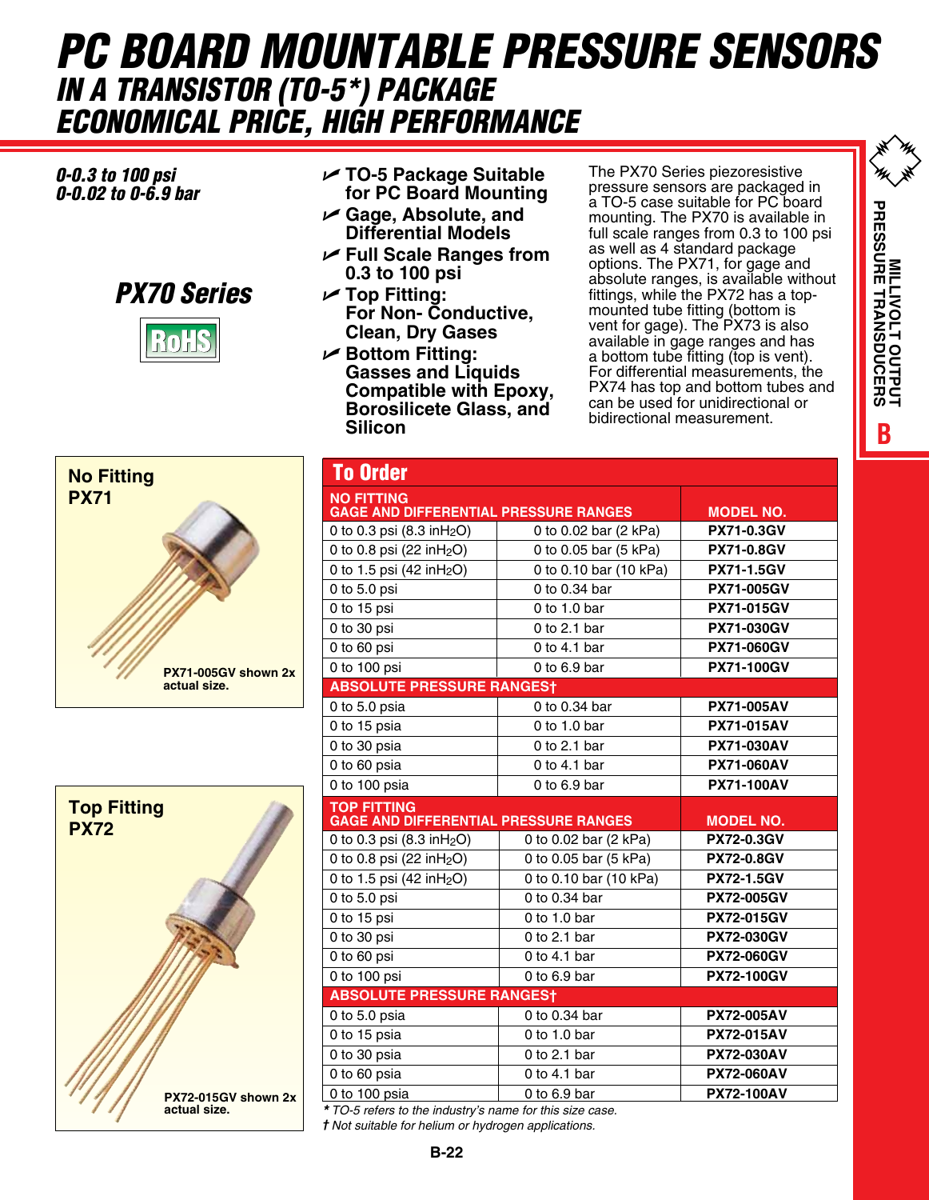# PC BOARD MOUNTABLE PRESSURE SENSORS

## IN A TRANSISTOR (TO-5*) PACKAGE

## ECONOMICAL PRICE, HIGH PERFORMANCE

*0-0.3 to 100 psi*
*0-0.02 to 0-6.9 bar*

## PX70 Series

RoHS

- **TO-5 Package Suitable for PC Board Mounting**
- **Gage, Absolute, and Differential Models**
- **Full Scale Ranges from 0.3 to 100 psi**
- **Top Fitting: For Non- Conductive, Clean, Dry Gases**
- **Bottom Fitting: Gasses and Liquids Compatible with Epoxy, Borosilicete Glass, and Silicon**

The PX70 Series piezoresistive pressure sensors are packaged in a TO-5 case suitable for PC board mounting. The PX70 is available in full scale ranges from 0.3 to 100 psi as well as 4 standard package options. The PX71, for gage and absolute ranges, is available without fittings, while the PX72 has a top-mounted tube fitting (bottom is vent for gage). The PX73 is also available in gage ranges and has a bottom tube fitting (top is vent). For differential measurements, the PX74 has top and bottom tubes and can be used for unidirectional or bidirectional measurement.

**No Fitting**
**PX71**

PX71-005GV shown 2x actual size.

**Top Fitting**
**PX72**

PX72-015GV shown 2x actual size.

## To Order

| NO FITTING GAGE AND DIFFERENTIAL PRESSURE RANGES | | MODEL NO. |
|---|---|---|
| 0 to 0.3 psi (8.3 inH$_2$O) | 0 to 0.02 bar (2 kPa) | PX71-0.3GV |
| 0 to 0.8 psi (22 inH$_2$O) | 0 to 0.05 bar (5 kPa) | PX71-0.8GV |
| 0 to 1.5 psi (42 inH$_2$O) | 0 to 0.10 bar (10 kPa) | PX71-1.5GV |
| 0 to 5.0 psi | 0 to 0.34 bar | PX71-005GV |
| 0 to 15 psi | 0 to 1.0 bar | PX71-015GV |
| 0 to 30 psi | 0 to 2.1 bar | PX71-030GV |
| 0 to 60 psi | 0 to 4.1 bar | PX71-060GV |
| 0 to 100 psi | 0 to 6.9 bar | PX71-100GV |
| **ABSOLUTE PRESSURE RANGES†** | | |
| 0 to 5.0 psia | 0 to 0.34 bar | PX71-005AV |
| 0 to 15 psia | 0 to 1.0 bar | PX71-015AV |
| 0 to 30 psia | 0 to 2.1 bar | PX71-030AV |
| 0 to 60 psia | 0 to 4.1 bar | PX71-060AV |
| 0 to 100 psia | 0 to 6.9 bar | PX71-100AV |
| **TOP FITTING GAGE AND DIFFERENTIAL PRESSURE RANGES** | | **MODEL NO.** |
| 0 to 0.3 psi (8.3 inH$_2$O) | 0 to 0.02 bar (2 kPa) | PX72-0.3GV |
| 0 to 0.8 psi (22 inH$_2$O) | 0 to 0.05 bar (5 kPa) | PX72-0.8GV |
| 0 to 1.5 psi (42 inH$_2$O) | 0 to 0.10 bar (10 kPa) | PX72-1.5GV |
| 0 to 5.0 psi | 0 to 0.34 bar | PX72-005GV |
| 0 to 15 psi | 0 to 1.0 bar | PX72-015GV |
| 0 to 30 psi | 0 to 2.1 bar | PX72-030GV |
| 0 to 60 psi | 0 to 4.1 bar | PX72-060GV |
| 0 to 100 psi | 0 to 6.9 bar | PX72-100GV |
| **ABSOLUTE PRESSURE RANGES†** | | |
| 0 to 5.0 psia | 0 to 0.34 bar | PX72-005AV |
| 0 to 15 psia | 0 to 1.0 bar | PX72-015AV |
| 0 to 30 psia | 0 to 2.1 bar | PX72-030AV |
| 0 to 60 psia | 0 to 4.1 bar | PX72-060AV |
| 0 to 100 psia | 0 to 6.9 bar | PX72-100AV |

*\* TO-5 refers to the industry's name for this size case.*
*† Not suitable for helium or hydrogen applications.*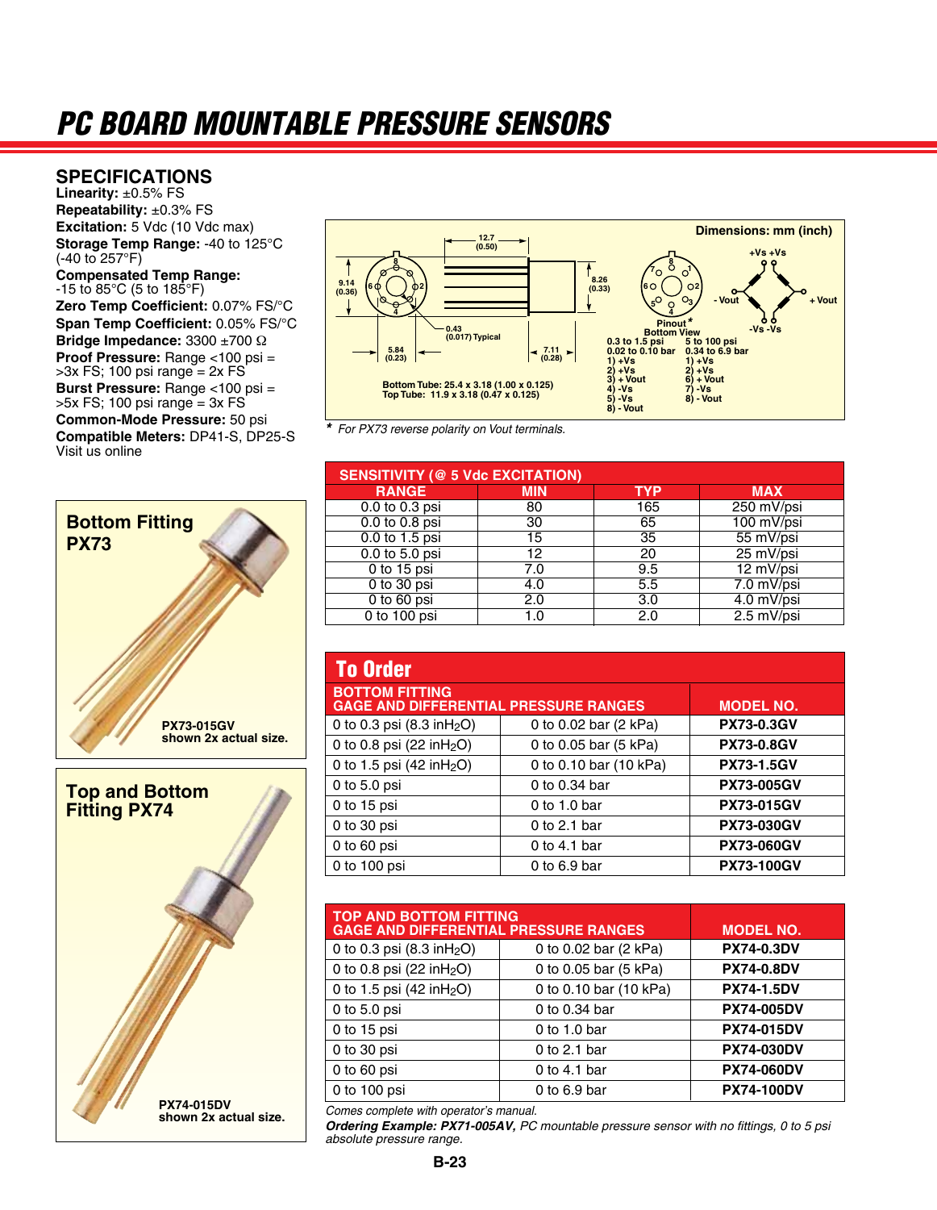# PC BOARD MOUNTABLE PRESSURE SENSORS

## SPECIFICATIONS

**Linearity:** ±0.5% FS
**Repeatability:** ±0.3% FS
**Excitation:** 5 Vdc (10 Vdc max)
**Storage Temp Range:** -40 to 125°C (-40 to 257°F)
**Compensated Temp Range:** -15 to 85°C (5 to 185°F)
**Zero Temp Coefficient:** 0.07% FS/°C
**Span Temp Coefficient:** 0.05% FS/°C
**Bridge Impedance:** 3300 ±700 Ω
**Proof Pressure:** Range <100 psi = >3x FS; 100 psi range = 2x FS
**Burst Pressure:** Range <100 psi = >5x FS; 100 psi range = 3x FS
**Common-Mode Pressure:** 50 psi
**Compatible Meters:** DP41-S, DP25-S
Visit us online

Dimensions: mm (inch)

12.7 (0.50)
9.14 (0.36)
8.26 (0.33)
0.43 (0.017) Typical
5.84 (0.23)
7.11 (0.28)
Bottom Tube: 25.4 x 3.18 (1.00 x 0.125)
Top Tube: 11.9 x 3.18 (0.47 x 0.125)

+Vs +Vs
- Vout
+ Vout
-Vs -Vs

Pinout* Bottom View

0.3 to 1.5 psi
0.02 to 0.10 bar
1) +Vs
2) +Vs
3) + Vout
4) -Vs
5) -Vs
8) - Vout

5 to 100 psi
0.34 to 6.9 bar
1) +Vs
2) +Vs
6) + Vout
7) -Vs
8) - Vout

*\* For PX73 reverse polarity on Vout terminals.*

**Bottom Fitting PX73**

PX73-015GV shown 2x actual size.

**Top and Bottom Fitting PX74**

PX74-015DV shown 2x actual size.

| SENSITIVITY (@ 5 Vdc EXCITATION) | | | |
|---|---|---|---|
| RANGE | MIN | TYP | MAX |
| 0.0 to 0.3 psi | 80 | 165 | 250 mV/psi |
| 0.0 to 0.8 psi | 30 | 65 | 100 mV/psi |
| 0.0 to 1.5 psi | 15 | 35 | 55 mV/psi |
| 0.0 to 5.0 psi | 12 | 20 | 25 mV/psi |
| 0 to 15 psi | 7.0 | 9.5 | 12 mV/psi |
| 0 to 30 psi | 4.0 | 5.5 | 7.0 mV/psi |
| 0 to 60 psi | 2.0 | 3.0 | 4.0 mV/psi |
| 0 to 100 psi | 1.0 | 2.0 | 2.5 mV/psi |

## To Order

| BOTTOM FITTING GAGE AND DIFFERENTIAL PRESSURE RANGES | | MODEL NO. |
|---|---|---|
| 0 to 0.3 psi (8.3 in$H_2O$) | 0 to 0.02 bar (2 kPa) | **PX73-0.3GV** |
| 0 to 0.8 psi (22 in$H_2O$) | 0 to 0.05 bar (5 kPa) | **PX73-0.8GV** |
| 0 to 1.5 psi (42 in$H_2O$) | 0 to 0.10 bar (10 kPa) | **PX73-1.5GV** |
| 0 to 5.0 psi | 0 to 0.34 bar | **PX73-005GV** |
| 0 to 15 psi | 0 to 1.0 bar | **PX73-015GV** |
| 0 to 30 psi | 0 to 2.1 bar | **PX73-030GV** |
| 0 to 60 psi | 0 to 4.1 bar | **PX73-060GV** |
| 0 to 100 psi | 0 to 6.9 bar | **PX73-100GV** |

| TOP AND BOTTOM FITTING GAGE AND DIFFERENTIAL PRESSURE RANGES | | MODEL NO. |
|---|---|---|
| 0 to 0.3 psi (8.3 in$H_2O$) | 0 to 0.02 bar (2 kPa) | **PX74-0.3DV** |
| 0 to 0.8 psi (22 in$H_2O$) | 0 to 0.05 bar (5 kPa) | **PX74-0.8DV** |
| 0 to 1.5 psi (42 in$H_2O$) | 0 to 0.10 bar (10 kPa) | **PX74-1.5DV** |
| 0 to 5.0 psi | 0 to 0.34 bar | **PX74-005DV** |
| 0 to 15 psi | 0 to 1.0 bar | **PX74-015DV** |
| 0 to 30 psi | 0 to 2.1 bar | **PX74-030DV** |
| 0 to 60 psi | 0 to 4.1 bar | **PX74-060DV** |
| 0 to 100 psi | 0 to 6.9 bar | **PX74-100DV** |

*Comes complete with operator's manual.*

***Ordering Example: PX71-005AV,** PC mountable pressure sensor with no fittings, 0 to 5 psi absolute pressure range.*